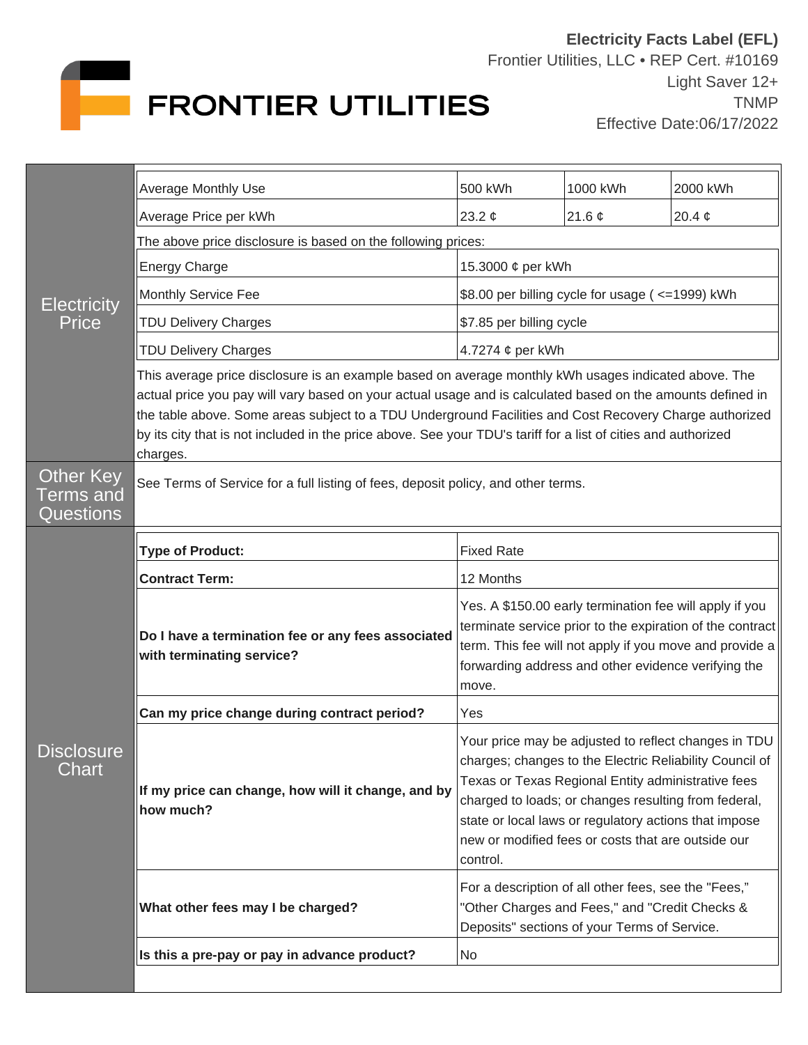**Electricity Facts Label (EFL)**
Frontier Utilities, LLC • REP Cert. #10169
Light Saver 12+
TNMP
Effective Date:06/17/2022

# FRONTIER UTILITIES

## Electricity Price

| Average Monthly Use | 500 kWh | 1000 kWh | 2000 kWh |
|---|---|---|---|
| Average Price per kWh | 23.2 ¢ | 21.6 ¢ | 20.4 ¢ |

The above price disclosure is based on the following prices:

| | |
|---|---|
| Energy Charge | 15.3000 ¢ per kWh |
| Monthly Service Fee | $8.00 per billing cycle for usage ( <=1999) kWh |
| TDU Delivery Charges | $7.85 per billing cycle |
| TDU Delivery Charges | 4.7274 ¢ per kWh |

This average price disclosure is an example based on average monthly kWh usages indicated above. The actual price you pay will vary based on your actual usage and is calculated based on the amounts defined in the table above. Some areas subject to a TDU Underground Facilities and Cost Recovery Charge authorized by its city that is not included in the price above. See your TDU's tariff for a list of cities and authorized charges.

## Other Key Terms and Questions

See Terms of Service for a full listing of fees, deposit policy, and other terms.

## Disclosure Chart

| | |
|---|---|
| **Type of Product:** | Fixed Rate |
| **Contract Term:** | 12 Months |
| **Do I have a termination fee or any fees associated with terminating service?** | Yes. A $150.00 early termination fee will apply if you terminate service prior to the expiration of the contract term. This fee will not apply if you move and provide a forwarding address and other evidence verifying the move. |
| **Can my price change during contract period?** | Yes |
| **If my price can change, how will it change, and by how much?** | Your price may be adjusted to reflect changes in TDU charges; changes to the Electric Reliability Council of Texas or Texas Regional Entity administrative fees charged to loads; or changes resulting from federal, state or local laws or regulatory actions that impose new or modified fees or costs that are outside our control. |
| **What other fees may I be charged?** | For a description of all other fees, see the "Fees," "Other Charges and Fees," and "Credit Checks & Deposits" sections of your Terms of Service. |
| **Is this a pre-pay or pay in advance product?** | No |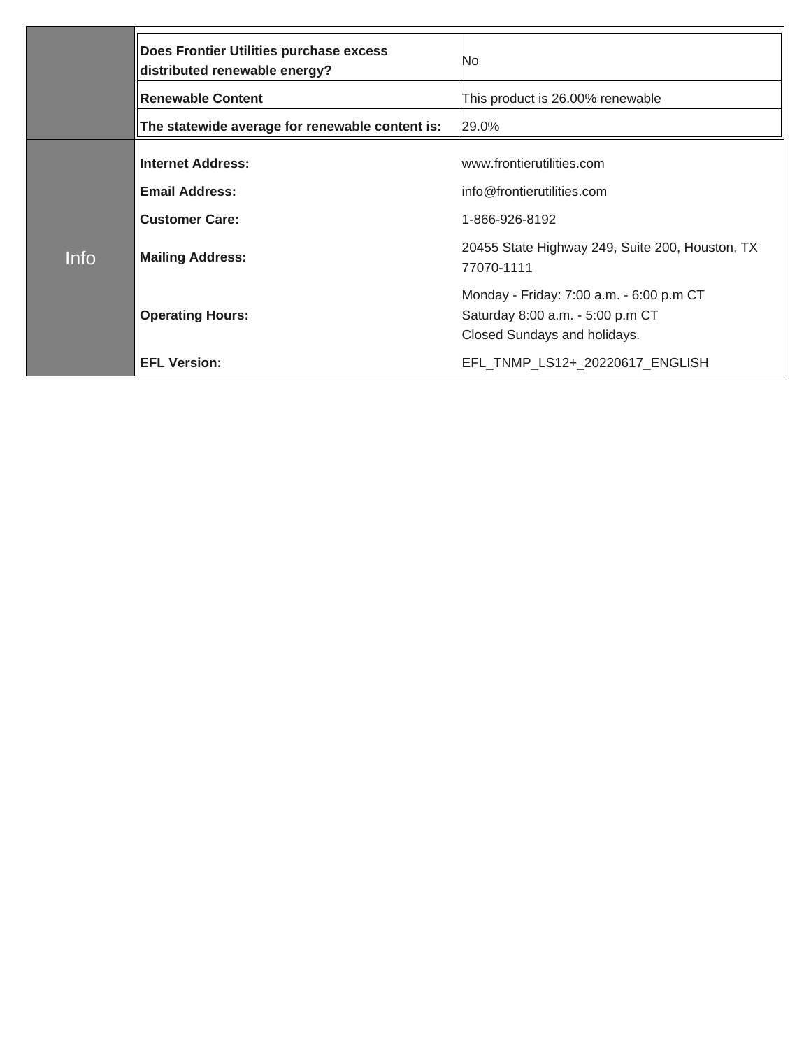| | | |
|---|---|---|
| | **Does Frontier Utilities purchase excess distributed renewable energy?** | No |
| | **Renewable Content** | This product is 26.00% renewable |
| | **The statewide average for renewable content is:** | 29.0% |
| Info | **Internet Address:** | www.frontierutilities.com |
| | **Email Address:** | info@frontierutilities.com |
| | **Customer Care:** | 1-866-926-8192 |
| | **Mailing Address:** | 20455 State Highway 249, Suite 200, Houston, TX 77070-1111 |
| | **Operating Hours:** | Monday - Friday: 7:00 a.m. - 6:00 p.m CT<br>Saturday 8:00 a.m. - 5:00 p.m CT<br>Closed Sundays and holidays. |
| | **EFL Version:** | EFL_TNMP_LS12+_20220617_ENGLISH |